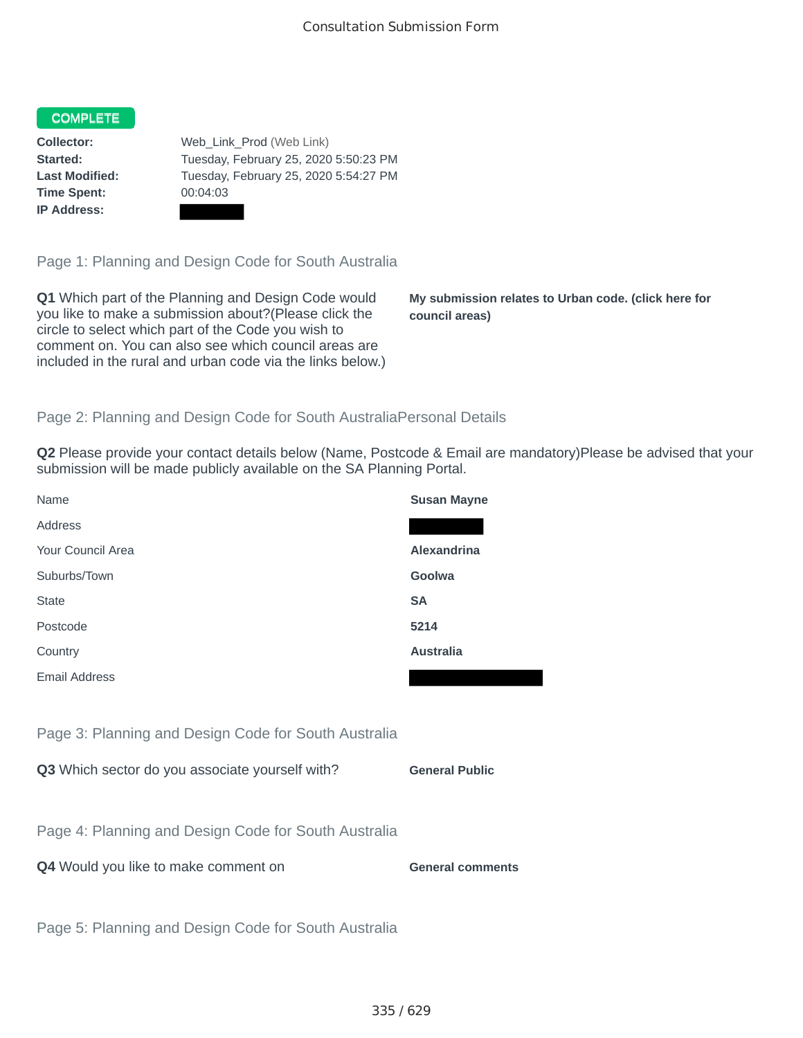Consultation Submission Form

**COMPLETE**

**Collector:** Web_Link_Prod (Web Link)
**Started:** Tuesday, February 25, 2020 5:50:23 PM
**Last Modified:** Tuesday, February 25, 2020 5:54:27 PM
**Time Spent:** 00:04:03
**IP Address:** [redacted]

## Page 1: Planning and Design Code for South Australia

**Q1** Which part of the Planning and Design Code would you like to make a submission about?(Please click the circle to select which part of the Code you wish to comment on. You can also see which council areas are included in the rural and urban code via the links below.)

**My submission relates to Urban code. (click here for council areas)**

## Page 2: Planning and Design Code for South AustraliaPersonal Details

**Q2** Please provide your contact details below (Name, Postcode & Email are mandatory)Please be advised that your submission will be made publicly available on the SA Planning Portal.

| | |
|---|---|
| Name | **Susan Mayne** |
| Address | [redacted] |
| Your Council Area | **Alexandrina** |
| Suburbs/Town | **Goolwa** |
| State | **SA** |
| Postcode | **5214** |
| Country | **Australia** |
| Email Address | [redacted] |

## Page 3: Planning and Design Code for South Australia

**Q3** Which sector do you associate yourself with? **General Public**

## Page 4: Planning and Design Code for South Australia

**Q4** Would you like to make comment on **General comments**

## Page 5: Planning and Design Code for South Australia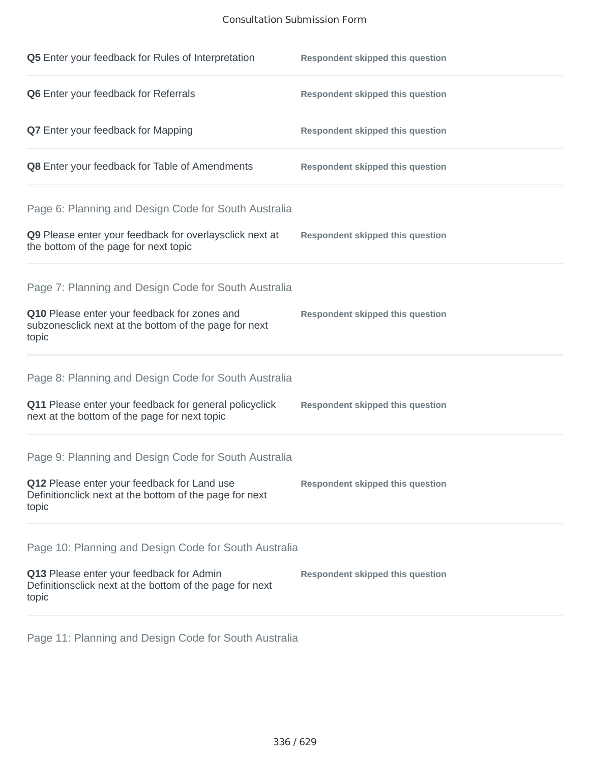**Q5** Enter your feedback for Rules of Interpretation — **Respondent skipped this question**

**Q6** Enter your feedback for Referrals — **Respondent skipped this question**

**Q7** Enter your feedback for Mapping — **Respondent skipped this question**

**Q8** Enter your feedback for Table of Amendments — **Respondent skipped this question**

## Page 6: Planning and Design Code for South Australia

**Q9** Please enter your feedback for overlaysclick next at the bottom of the page for next topic — **Respondent skipped this question**

## Page 7: Planning and Design Code for South Australia

**Q10** Please enter your feedback for zones and subzonesclick next at the bottom of the page for next topic — **Respondent skipped this question**

## Page 8: Planning and Design Code for South Australia

**Q11** Please enter your feedback for general policyclick next at the bottom of the page for next topic — **Respondent skipped this question**

## Page 9: Planning and Design Code for South Australia

**Q12** Please enter your feedback for Land use Definitionclick next at the bottom of the page for next topic — **Respondent skipped this question**

## Page 10: Planning and Design Code for South Australia

**Q13** Please enter your feedback for Admin Definitionsclick next at the bottom of the page for next topic — **Respondent skipped this question**

## Page 11: Planning and Design Code for South Australia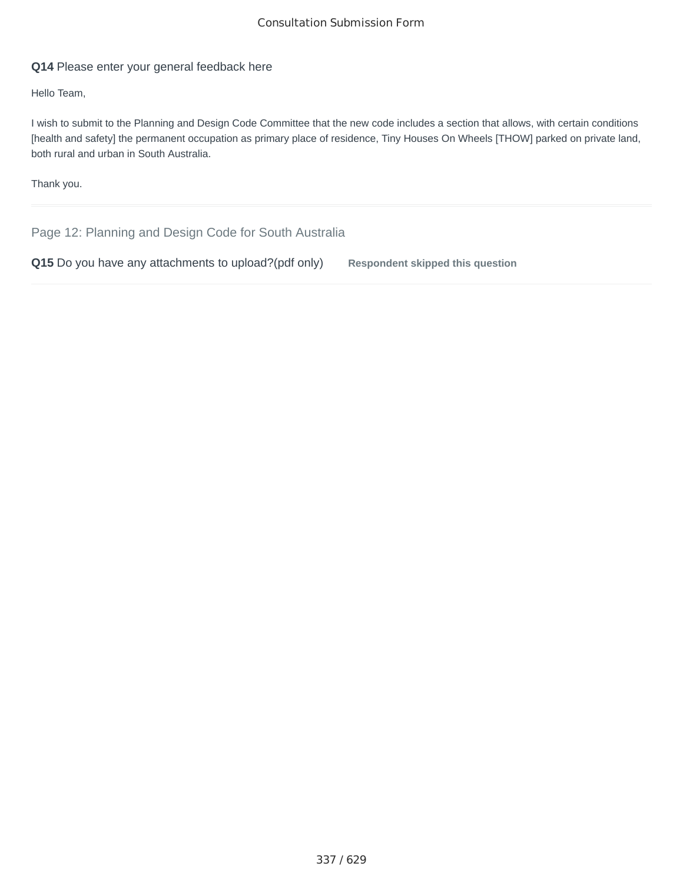**Q14** Please enter your general feedback here

Hello Team,

I wish to submit to the Planning and Design Code Committee that the new code includes a section that allows, with certain conditions [health and safety] the permanent occupation as primary place of residence, Tiny Houses On Wheels [THOW] parked on private land, both rural and urban in South Australia.

Thank you.

## Page 12: Planning and Design Code for South Australia

**Q15** Do you have any attachments to upload?(pdf only) **Respondent skipped this question**